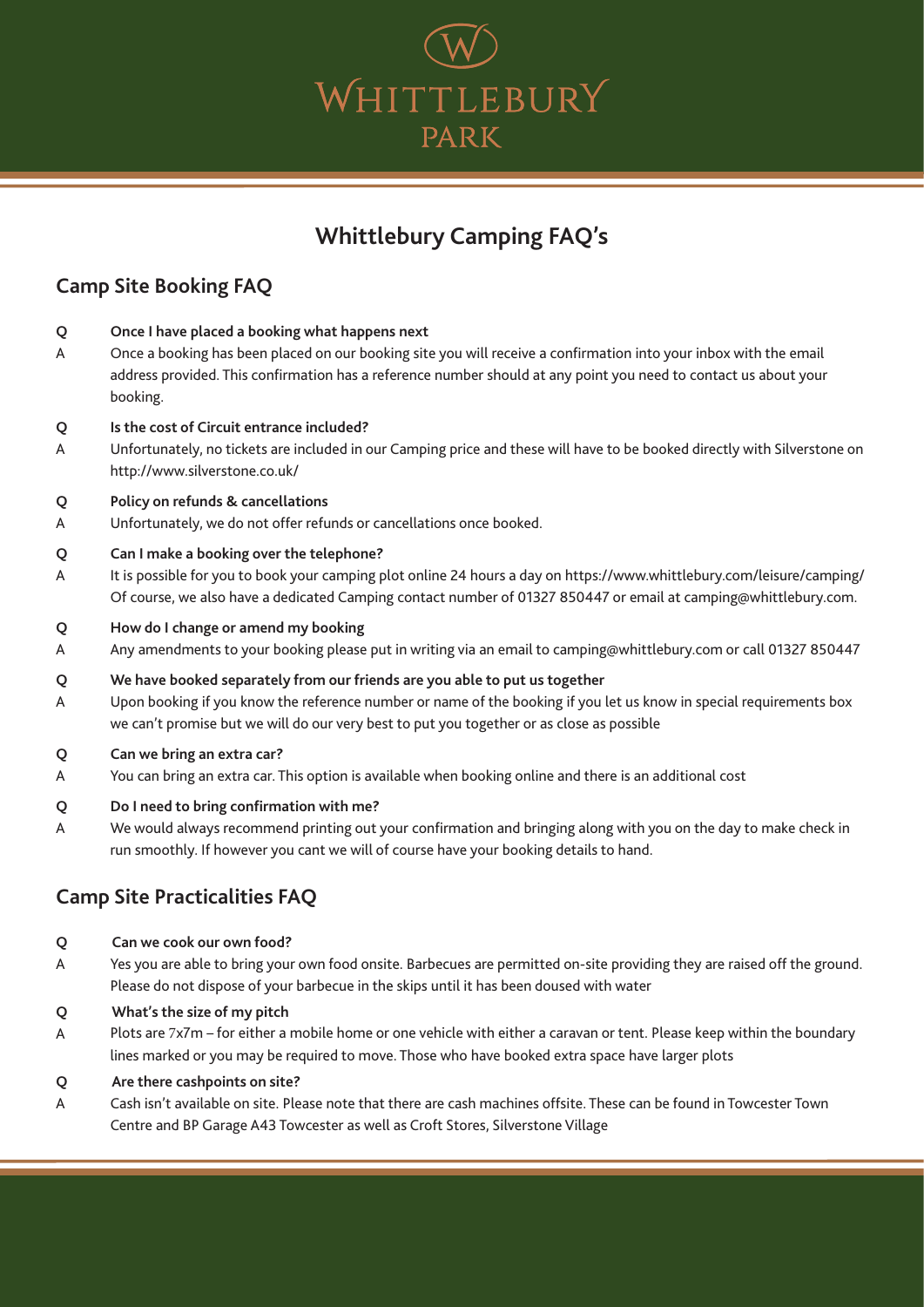# Whittlebury Camping FAQ's

## Camp Site Booking FAQ

**Q Once I have placed a booking what happens next**

A Once a booking has been placed on our booking site you will receive a confirmation into your inbox with the email address provided. This confirmation has a reference number should at any point you need to contact us about your booking.

**Q Is the cost of Circuit entrance included?**

A Unfortunately, no tickets are included in our Camping price and these will have to be booked directly with Silverstone on http://www.silverstone.co.uk/

**Q Policy on refunds & cancellations**

A Unfortunately, we do not offer refunds or cancellations once booked.

**Q Can I make a booking over the telephone?**

A It is possible for you to book your camping plot online 24 hours a day on https://www.whittlebury.com/leisure/camping/ Of course, we also have a dedicated Camping contact number of 01327 850447 or email at camping@whittlebury.com.

**Q How do I change or amend my booking**

A Any amendments to your booking please put in writing via an email to camping@whittlebury.com or call 01327 850447

**Q We have booked separately from our friends are you able to put us together**

A Upon booking if you know the reference number or name of the booking if you let us know in special requirements box we can't promise but we will do our very best to put you together or as close as possible

**Q Can we bring an extra car?**

A You can bring an extra car. This option is available when booking online and there is an additional cost

**Q Do I need to bring confirmation with me?**

A We would always recommend printing out your confirmation and bringing along with you on the day to make check in run smoothly. If however you cant we will of course have your booking details to hand.

## Camp Site Practicalities FAQ

**Q Can we cook our own food?**

A Yes you are able to bring your own food onsite. Barbecues are permitted on-site providing they are raised off the ground. Please do not dispose of your barbecue in the skips until it has been doused with water

**Q What's the size of my pitch**

A Plots are 7x7m – for either a mobile home or one vehicle with either a caravan or tent. Please keep within the boundary lines marked or you may be required to move. Those who have booked extra space have larger plots

**Q Are there cashpoints on site?**

A Cash isn't available on site. Please note that there are cash machines offsite. These can be found in Towcester Town Centre and BP Garage A43 Towcester as well as Croft Stores, Silverstone Village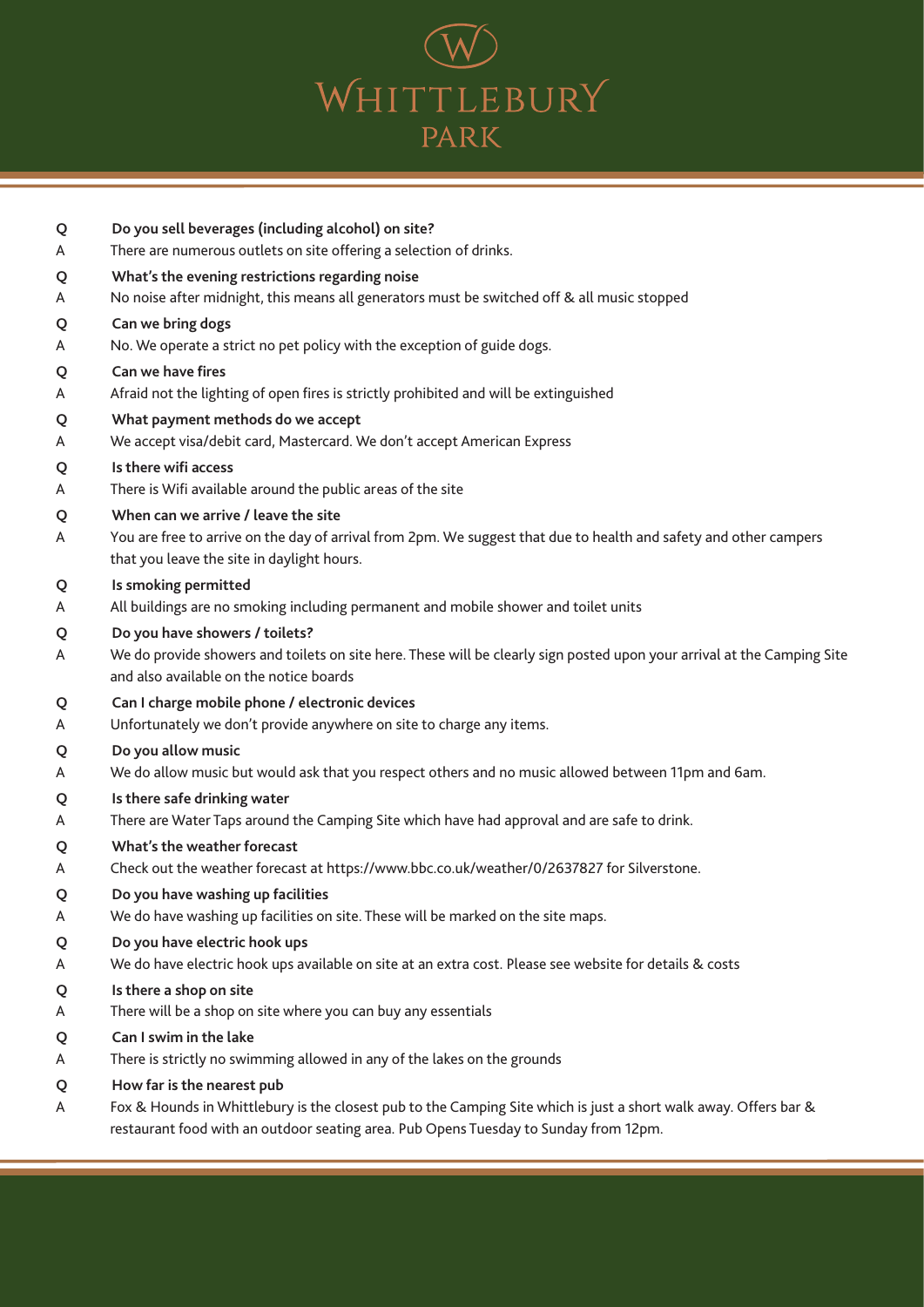# WHITTLEBURY PARK

**Q** **Do you sell beverages (including alcohol) on site?**
A There are numerous outlets on site offering a selection of drinks.

**Q** **What's the evening restrictions regarding noise**
A No noise after midnight, this means all generators must be switched off & all music stopped

**Q** **Can we bring dogs**
A No. We operate a strict no pet policy with the exception of guide dogs.

**Q** **Can we have fires**
A Afraid not the lighting of open fires is strictly prohibited and will be extinguished

**Q** **What payment methods do we accept**
A We accept visa/debit card, Mastercard. We don't accept American Express

**Q** **Is there wifi access**
A There is Wifi available around the public areas of the site

**Q** **When can we arrive / leave the site**
A You are free to arrive on the day of arrival from 2pm. We suggest that due to health and safety and other campers that you leave the site in daylight hours.

**Q** **Is smoking permitted**
A All buildings are no smoking including permanent and mobile shower and toilet units

**Q** **Do you have showers / toilets?**
A We do provide showers and toilets on site here. These will be clearly sign posted upon your arrival at the Camping Site and also available on the notice boards

**Q** **Can I charge mobile phone / electronic devices**
A Unfortunately we don't provide anywhere on site to charge any items.

**Q** **Do you allow music**
A We do allow music but would ask that you respect others and no music allowed between 11pm and 6am.

**Q** **Is there safe drinking water**
A There are Water Taps around the Camping Site which have had approval and are safe to drink.

**Q** **What's the weather forecast**
A Check out the weather forecast at https://www.bbc.co.uk/weather/0/2637827 for Silverstone.

**Q** **Do you have washing up facilities**
A We do have washing up facilities on site. These will be marked on the site maps.

**Q** **Do you have electric hook ups**
A We do have electric hook ups available on site at an extra cost. Please see website for details & costs

**Q** **Is there a shop on site**
A There will be a shop on site where you can buy any essentials

**Q** **Can I swim in the lake**
A There is strictly no swimming allowed in any of the lakes on the grounds

**Q** **How far is the nearest pub**
A Fox & Hounds in Whittlebury is the closest pub to the Camping Site which is just a short walk away. Offers bar & restaurant food with an outdoor seating area. Pub Opens Tuesday to Sunday from 12pm.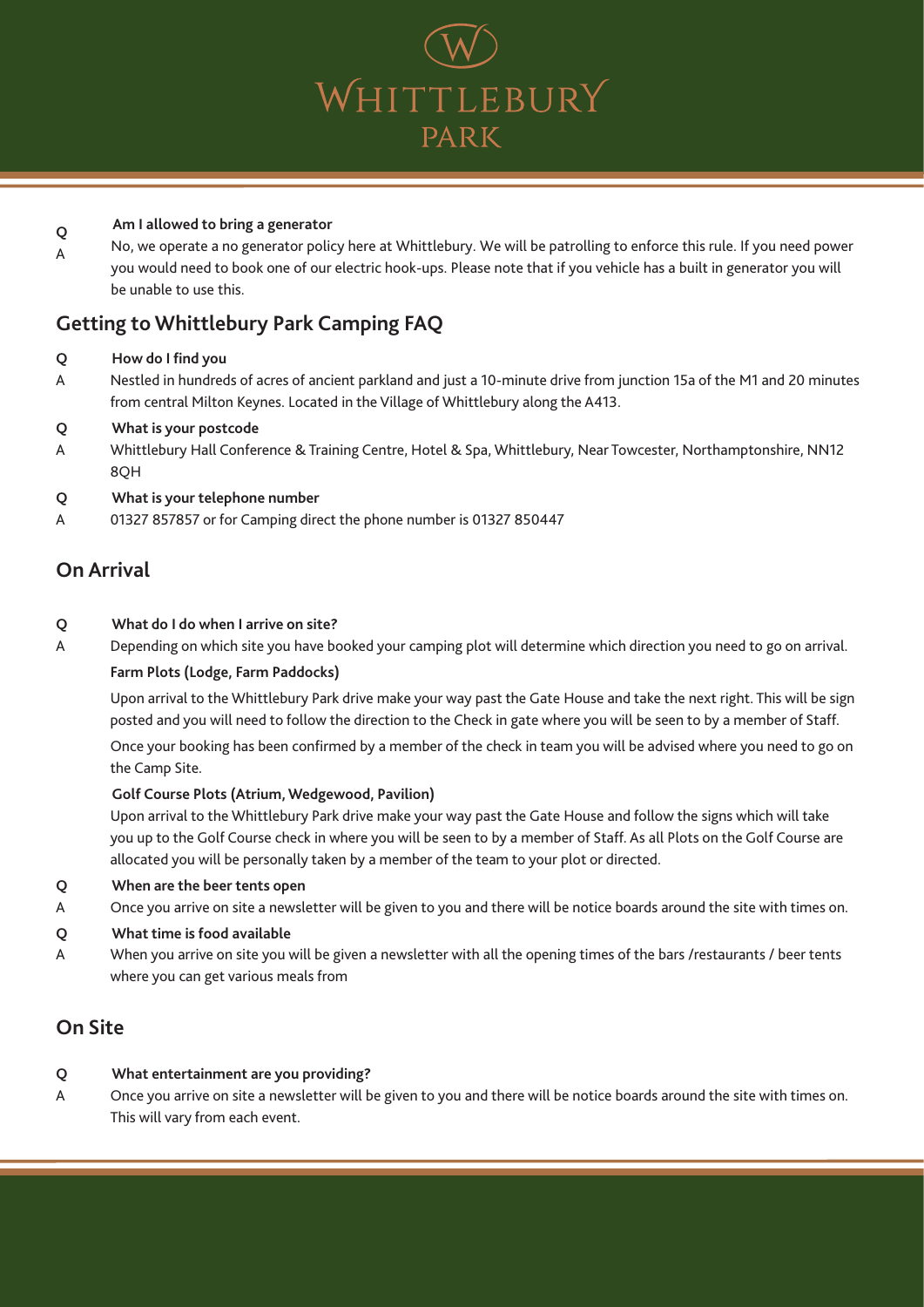**Q** **Am I allowed to bring a generator**

**A** No, we operate a no generator policy here at Whittlebury. We will be patrolling to enforce this rule. If you need power you would need to book one of our electric hook-ups. Please note that if you vehicle has a built in generator you will be unable to use this.

## Getting to Whittlebury Park Camping FAQ

**Q** **How do I find you**

**A** Nestled in hundreds of acres of ancient parkland and just a 10-minute drive from junction 15a of the M1 and 20 minutes from central Milton Keynes. Located in the Village of Whittlebury along the A413.

**Q** **What is your postcode**

**A** Whittlebury Hall Conference & Training Centre, Hotel & Spa, Whittlebury, Near Towcester, Northamptonshire, NN12 8QH

**Q** **What is your telephone number**

**A** 01327 857857 or for Camping direct the phone number is 01327 850447

## On Arrival

**Q** **What do I do when I arrive on site?**

**A** Depending on which site you have booked your camping plot will determine which direction you need to go on arrival.

**Farm Plots (Lodge, Farm Paddocks)**

Upon arrival to the Whittlebury Park drive make your way past the Gate House and take the next right. This will be sign posted and you will need to follow the direction to the Check in gate where you will be seen to by a member of Staff.

Once your booking has been confirmed by a member of the check in team you will be advised where you need to go on the Camp Site.

**Golf Course Plots (Atrium, Wedgewood, Pavilion)**

Upon arrival to the Whittlebury Park drive make your way past the Gate House and follow the signs which will take you up to the Golf Course check in where you will be seen to by a member of Staff. As all Plots on the Golf Course are allocated you will be personally taken by a member of the team to your plot or directed.

**Q** **When are the beer tents open**

**A** Once you arrive on site a newsletter will be given to you and there will be notice boards around the site with times on.

**Q** **What time is food available**

**A** When you arrive on site you will be given a newsletter with all the opening times of the bars /restaurants / beer tents where you can get various meals from

## On Site

**Q** **What entertainment are you providing?**

**A** Once you arrive on site a newsletter will be given to you and there will be notice boards around the site with times on. This will vary from each event.